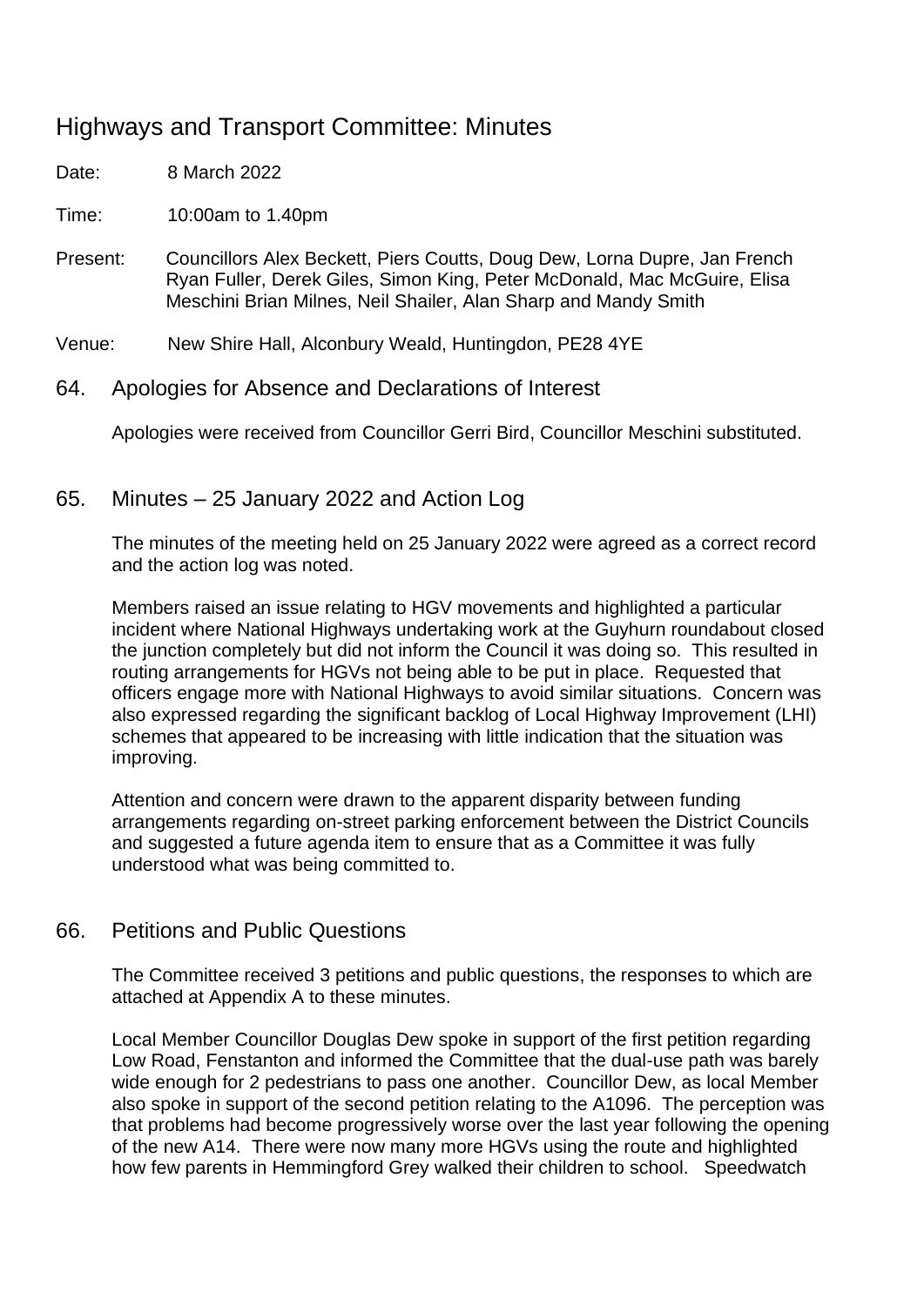# Highways and Transport Committee: Minutes

Date: 8 March 2022

Time: 10:00am to 1.40pm

Present: Councillors Alex Beckett, Piers Coutts, Doug Dew, Lorna Dupre, Jan French Ryan Fuller, Derek Giles, Simon King, Peter McDonald, Mac McGuire, Elisa Meschini Brian Milnes, Neil Shailer, Alan Sharp and Mandy Smith

Venue: New Shire Hall, Alconbury Weald, Huntingdon, PE28 4YE

## 64. Apologies for Absence and Declarations of Interest

Apologies were received from Councillor Gerri Bird, Councillor Meschini substituted.

## 65. Minutes – 25 January 2022 and Action Log

The minutes of the meeting held on 25 January 2022 were agreed as a correct record and the action log was noted.

Members raised an issue relating to HGV movements and highlighted a particular incident where National Highways undertaking work at the Guyhurn roundabout closed the junction completely but did not inform the Council it was doing so. This resulted in routing arrangements for HGVs not being able to be put in place. Requested that officers engage more with National Highways to avoid similar situations. Concern was also expressed regarding the significant backlog of Local Highway Improvement (LHI) schemes that appeared to be increasing with little indication that the situation was improving.

Attention and concern were drawn to the apparent disparity between funding arrangements regarding on-street parking enforcement between the District Councils and suggested a future agenda item to ensure that as a Committee it was fully understood what was being committed to.

## 66. Petitions and Public Questions

The Committee received 3 petitions and public questions, the responses to which are attached at Appendix A to these minutes.

Local Member Councillor Douglas Dew spoke in support of the first petition regarding Low Road, Fenstanton and informed the Committee that the dual-use path was barely wide enough for 2 pedestrians to pass one another. Councillor Dew, as local Member also spoke in support of the second petition relating to the A1096. The perception was that problems had become progressively worse over the last year following the opening of the new A14. There were now many more HGVs using the route and highlighted how few parents in Hemmingford Grey walked their children to school. Speedwatch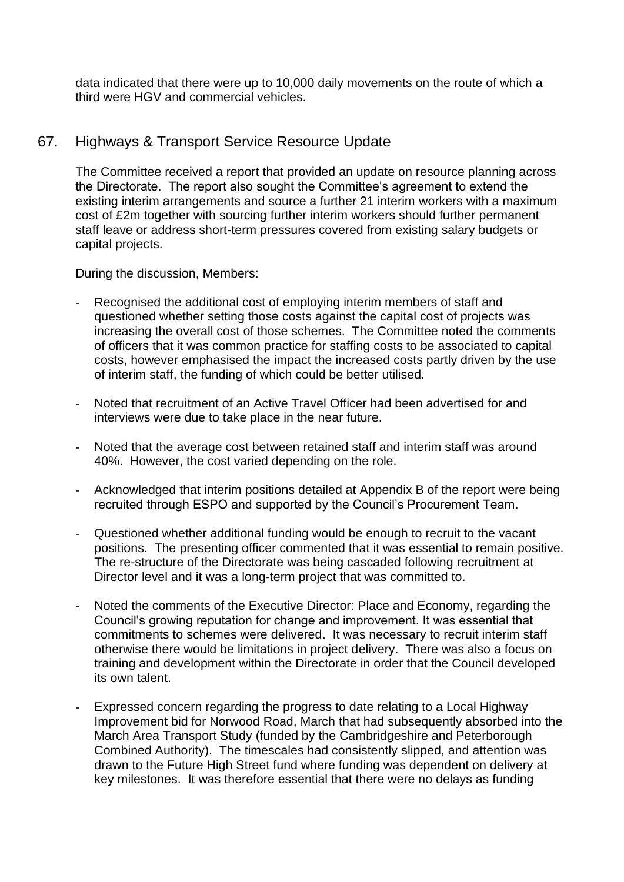data indicated that there were up to 10,000 daily movements on the route of which a third were HGV and commercial vehicles.

## 67. Highways & Transport Service Resource Update

The Committee received a report that provided an update on resource planning across the Directorate. The report also sought the Committee's agreement to extend the existing interim arrangements and source a further 21 interim workers with a maximum cost of £2m together with sourcing further interim workers should further permanent staff leave or address short-term pressures covered from existing salary budgets or capital projects.

During the discussion, Members:

- Recognised the additional cost of employing interim members of staff and questioned whether setting those costs against the capital cost of projects was increasing the overall cost of those schemes. The Committee noted the comments of officers that it was common practice for staffing costs to be associated to capital costs, however emphasised the impact the increased costs partly driven by the use of interim staff, the funding of which could be better utilised.

- Noted that recruitment of an Active Travel Officer had been advertised for and interviews were due to take place in the near future.

- Noted that the average cost between retained staff and interim staff was around 40%. However, the cost varied depending on the role.

- Acknowledged that interim positions detailed at Appendix B of the report were being recruited through ESPO and supported by the Council's Procurement Team.

- Questioned whether additional funding would be enough to recruit to the vacant positions. The presenting officer commented that it was essential to remain positive. The re-structure of the Directorate was being cascaded following recruitment at Director level and it was a long-term project that was committed to.

- Noted the comments of the Executive Director: Place and Economy, regarding the Council's growing reputation for change and improvement. It was essential that commitments to schemes were delivered. It was necessary to recruit interim staff otherwise there would be limitations in project delivery. There was also a focus on training and development within the Directorate in order that the Council developed its own talent.

- Expressed concern regarding the progress to date relating to a Local Highway Improvement bid for Norwood Road, March that had subsequently absorbed into the March Area Transport Study (funded by the Cambridgeshire and Peterborough Combined Authority). The timescales had consistently slipped, and attention was drawn to the Future High Street fund where funding was dependent on delivery at key milestones. It was therefore essential that there were no delays as funding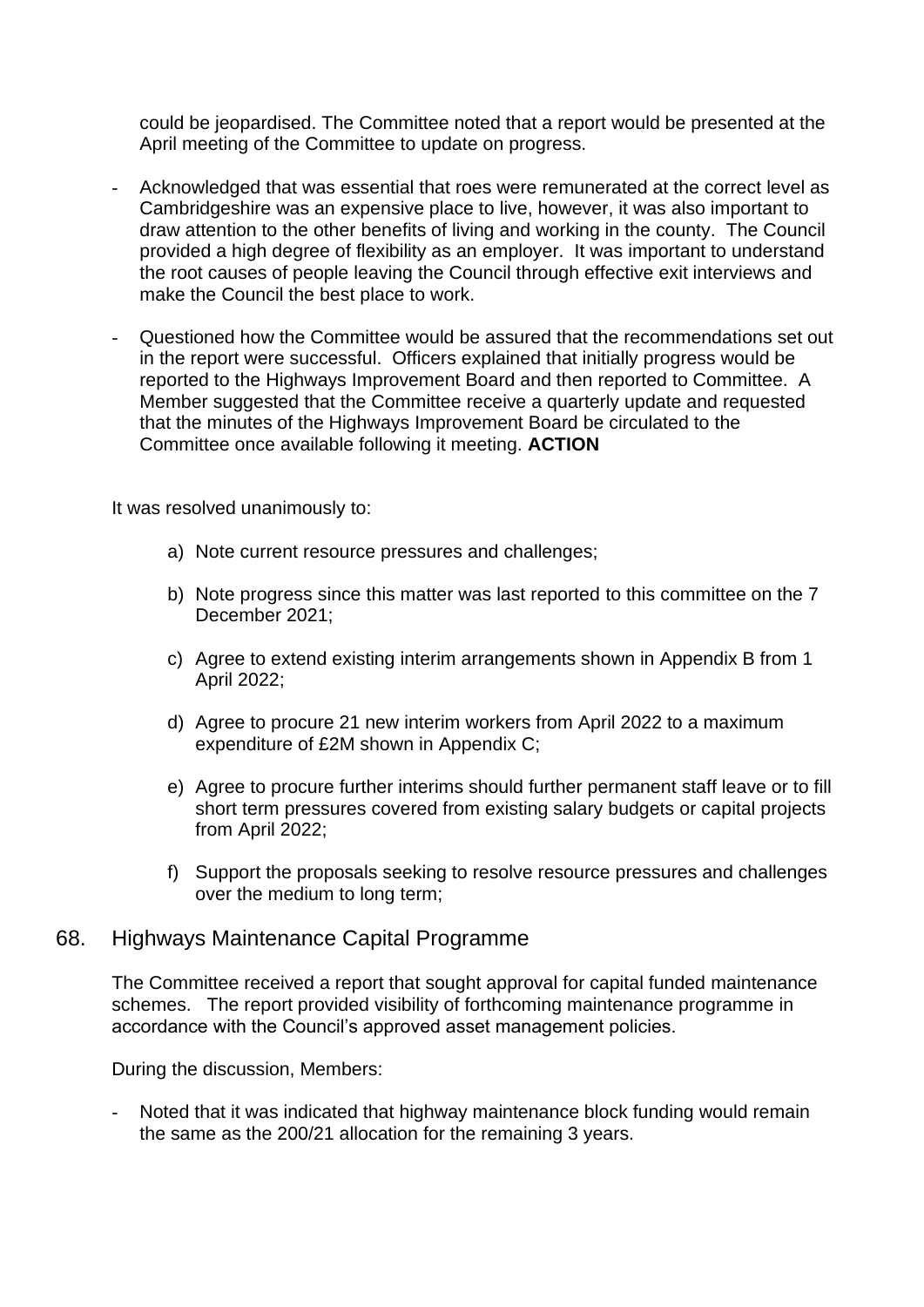could be jeopardised. The Committee noted that a report would be presented at the April meeting of the Committee to update on progress.

- Acknowledged that was essential that roes were remunerated at the correct level as Cambridgeshire was an expensive place to live, however, it was also important to draw attention to the other benefits of living and working in the county. The Council provided a high degree of flexibility as an employer. It was important to understand the root causes of people leaving the Council through effective exit interviews and make the Council the best place to work.

- Questioned how the Committee would be assured that the recommendations set out in the report were successful. Officers explained that initially progress would be reported to the Highways Improvement Board and then reported to Committee. A Member suggested that the Committee receive a quarterly update and requested that the minutes of the Highways Improvement Board be circulated to the Committee once available following it meeting. **ACTION**

It was resolved unanimously to:

a) Note current resource pressures and challenges;

b) Note progress since this matter was last reported to this committee on the 7 December 2021;

c) Agree to extend existing interim arrangements shown in Appendix B from 1 April 2022;

d) Agree to procure 21 new interim workers from April 2022 to a maximum expenditure of £2M shown in Appendix C;

e) Agree to procure further interims should further permanent staff leave or to fill short term pressures covered from existing salary budgets or capital projects from April 2022;

f) Support the proposals seeking to resolve resource pressures and challenges over the medium to long term;

## 68. Highways Maintenance Capital Programme

The Committee received a report that sought approval for capital funded maintenance schemes. The report provided visibility of forthcoming maintenance programme in accordance with the Council's approved asset management policies.

During the discussion, Members:

- Noted that it was indicated that highway maintenance block funding would remain the same as the 200/21 allocation for the remaining 3 years.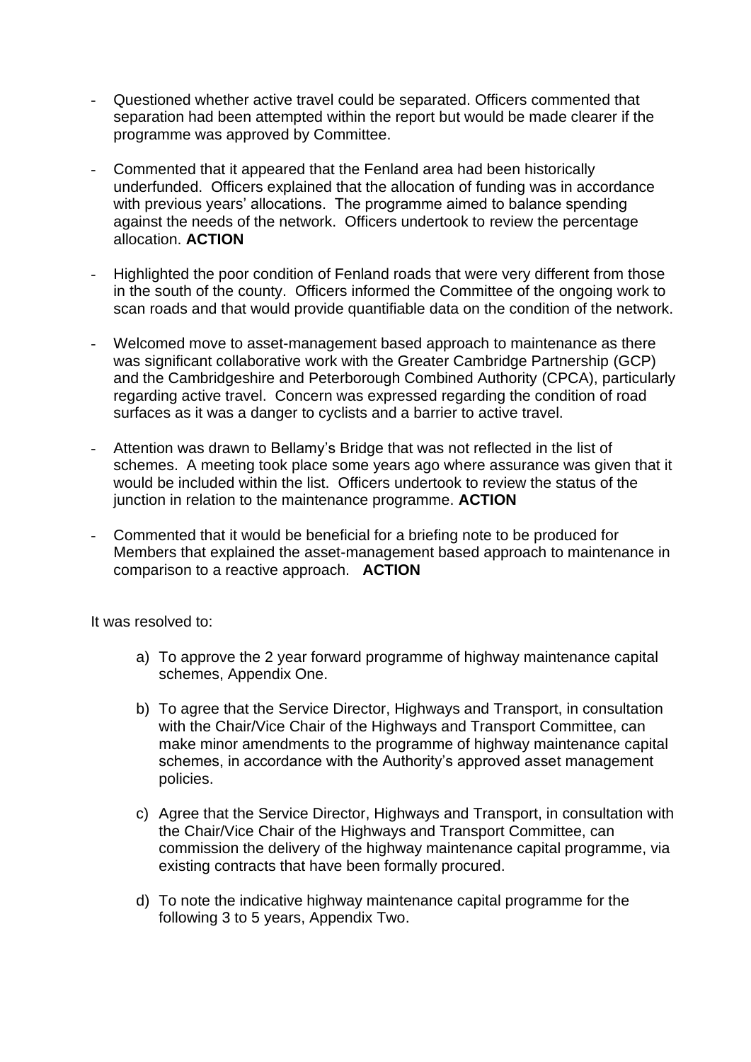- Questioned whether active travel could be separated. Officers commented that separation had been attempted within the report but would be made clearer if the programme was approved by Committee.

- Commented that it appeared that the Fenland area had been historically underfunded. Officers explained that the allocation of funding was in accordance with previous years' allocations. The programme aimed to balance spending against the needs of the network. Officers undertook to review the percentage allocation. **ACTION**

- Highlighted the poor condition of Fenland roads that were very different from those in the south of the county. Officers informed the Committee of the ongoing work to scan roads and that would provide quantifiable data on the condition of the network.

- Welcomed move to asset-management based approach to maintenance as there was significant collaborative work with the Greater Cambridge Partnership (GCP) and the Cambridgeshire and Peterborough Combined Authority (CPCA), particularly regarding active travel. Concern was expressed regarding the condition of road surfaces as it was a danger to cyclists and a barrier to active travel.

- Attention was drawn to Bellamy's Bridge that was not reflected in the list of schemes. A meeting took place some years ago where assurance was given that it would be included within the list. Officers undertook to review the status of the junction in relation to the maintenance programme. **ACTION**

- Commented that it would be beneficial for a briefing note to be produced for Members that explained the asset-management based approach to maintenance in comparison to a reactive approach. **ACTION**

It was resolved to:

a) To approve the 2 year forward programme of highway maintenance capital schemes, Appendix One.

b) To agree that the Service Director, Highways and Transport, in consultation with the Chair/Vice Chair of the Highways and Transport Committee, can make minor amendments to the programme of highway maintenance capital schemes, in accordance with the Authority's approved asset management policies.

c) Agree that the Service Director, Highways and Transport, in consultation with the Chair/Vice Chair of the Highways and Transport Committee, can commission the delivery of the highway maintenance capital programme, via existing contracts that have been formally procured.

d) To note the indicative highway maintenance capital programme for the following 3 to 5 years, Appendix Two.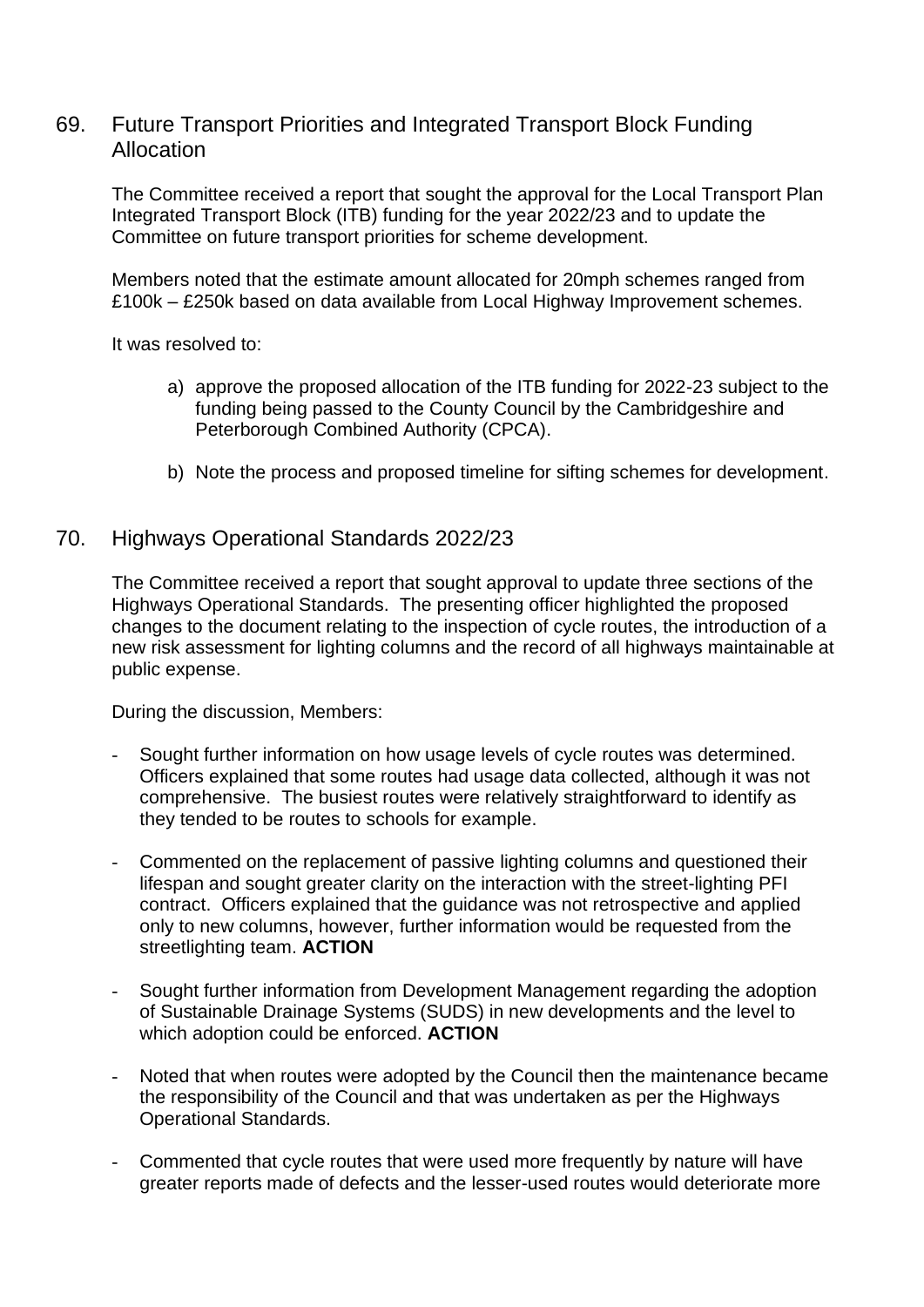## 69. Future Transport Priorities and Integrated Transport Block Funding Allocation

The Committee received a report that sought the approval for the Local Transport Plan Integrated Transport Block (ITB) funding for the year 2022/23 and to update the Committee on future transport priorities for scheme development.

Members noted that the estimate amount allocated for 20mph schemes ranged from £100k – £250k based on data available from Local Highway Improvement schemes.

It was resolved to:

a) approve the proposed allocation of the ITB funding for 2022-23 subject to the funding being passed to the County Council by the Cambridgeshire and Peterborough Combined Authority (CPCA).

b) Note the process and proposed timeline for sifting schemes for development.

## 70. Highways Operational Standards 2022/23

The Committee received a report that sought approval to update three sections of the Highways Operational Standards. The presenting officer highlighted the proposed changes to the document relating to the inspection of cycle routes, the introduction of a new risk assessment for lighting columns and the record of all highways maintainable at public expense.

During the discussion, Members:

- Sought further information on how usage levels of cycle routes was determined. Officers explained that some routes had usage data collected, although it was not comprehensive. The busiest routes were relatively straightforward to identify as they tended to be routes to schools for example.

- Commented on the replacement of passive lighting columns and questioned their lifespan and sought greater clarity on the interaction with the street-lighting PFI contract. Officers explained that the guidance was not retrospective and applied only to new columns, however, further information would be requested from the streetlighting team. **ACTION**

- Sought further information from Development Management regarding the adoption of Sustainable Drainage Systems (SUDS) in new developments and the level to which adoption could be enforced. **ACTION**

- Noted that when routes were adopted by the Council then the maintenance became the responsibility of the Council and that was undertaken as per the Highways Operational Standards.

- Commented that cycle routes that were used more frequently by nature will have greater reports made of defects and the lesser-used routes would deteriorate more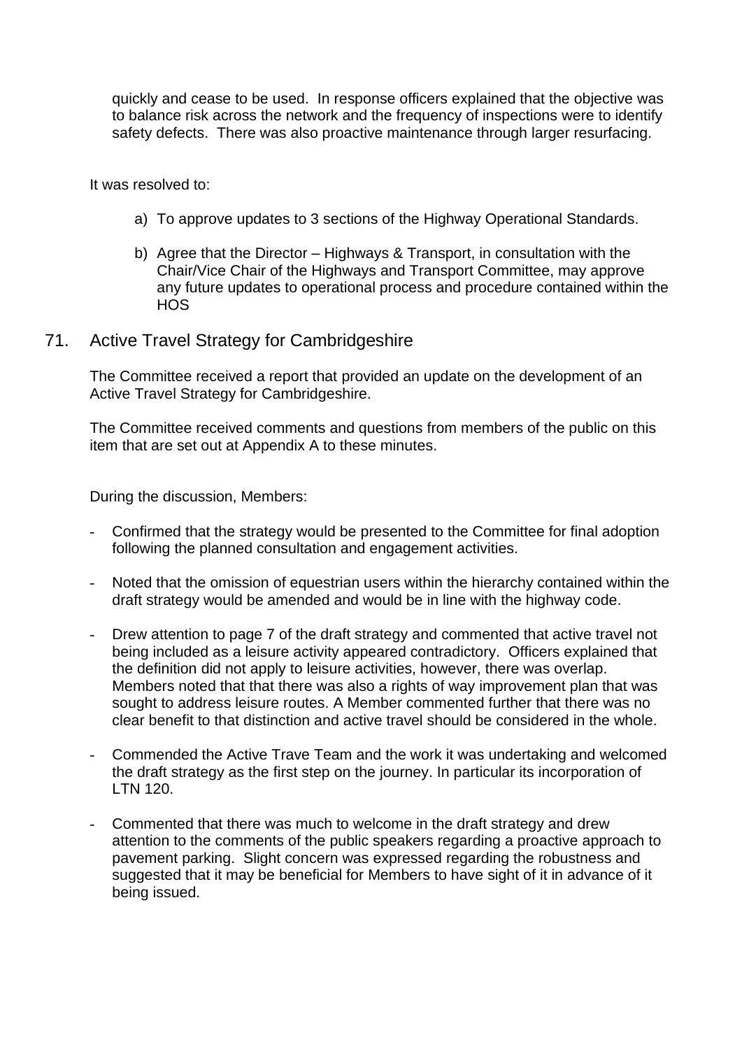quickly and cease to be used. In response officers explained that the objective was to balance risk across the network and the frequency of inspections were to identify safety defects. There was also proactive maintenance through larger resurfacing.

It was resolved to:

a) To approve updates to 3 sections of the Highway Operational Standards.

b) Agree that the Director – Highways & Transport, in consultation with the Chair/Vice Chair of the Highways and Transport Committee, may approve any future updates to operational process and procedure contained within the HOS

## 71. Active Travel Strategy for Cambridgeshire

The Committee received a report that provided an update on the development of an Active Travel Strategy for Cambridgeshire.

The Committee received comments and questions from members of the public on this item that are set out at Appendix A to these minutes.

During the discussion, Members:

- Confirmed that the strategy would be presented to the Committee for final adoption following the planned consultation and engagement activities.

- Noted that the omission of equestrian users within the hierarchy contained within the draft strategy would be amended and would be in line with the highway code.

- Drew attention to page 7 of the draft strategy and commented that active travel not being included as a leisure activity appeared contradictory. Officers explained that the definition did not apply to leisure activities, however, there was overlap. Members noted that that there was also a rights of way improvement plan that was sought to address leisure routes. A Member commented further that there was no clear benefit to that distinction and active travel should be considered in the whole.

- Commended the Active Trave Team and the work it was undertaking and welcomed the draft strategy as the first step on the journey. In particular its incorporation of LTN 120.

- Commented that there was much to welcome in the draft strategy and drew attention to the comments of the public speakers regarding a proactive approach to pavement parking. Slight concern was expressed regarding the robustness and suggested that it may be beneficial for Members to have sight of it in advance of it being issued.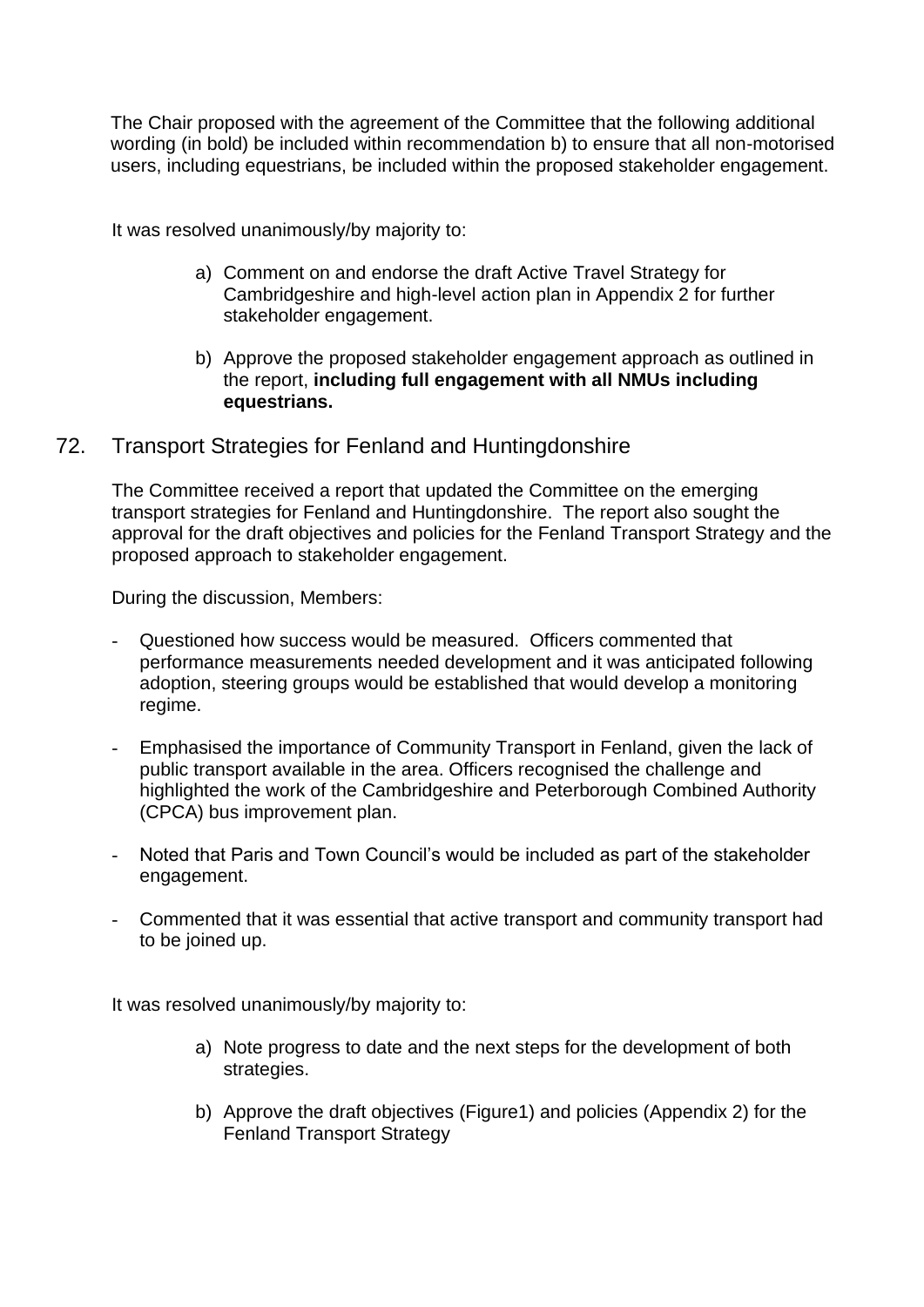The Chair proposed with the agreement of the Committee that the following additional wording (in bold) be included within recommendation b) to ensure that all non-motorised users, including equestrians, be included within the proposed stakeholder engagement.

It was resolved unanimously/by majority to:

a) Comment on and endorse the draft Active Travel Strategy for Cambridgeshire and high-level action plan in Appendix 2 for further stakeholder engagement.

b) Approve the proposed stakeholder engagement approach as outlined in the report, **including full engagement with all NMUs including equestrians.**

## 72. Transport Strategies for Fenland and Huntingdonshire

The Committee received a report that updated the Committee on the emerging transport strategies for Fenland and Huntingdonshire. The report also sought the approval for the draft objectives and policies for the Fenland Transport Strategy and the proposed approach to stakeholder engagement.

During the discussion, Members:

- Questioned how success would be measured. Officers commented that performance measurements needed development and it was anticipated following adoption, steering groups would be established that would develop a monitoring regime.
- Emphasised the importance of Community Transport in Fenland, given the lack of public transport available in the area. Officers recognised the challenge and highlighted the work of the Cambridgeshire and Peterborough Combined Authority (CPCA) bus improvement plan.
- Noted that Paris and Town Council's would be included as part of the stakeholder engagement.
- Commented that it was essential that active transport and community transport had to be joined up.

It was resolved unanimously/by majority to:

a) Note progress to date and the next steps for the development of both strategies.

b) Approve the draft objectives (Figure1) and policies (Appendix 2) for the Fenland Transport Strategy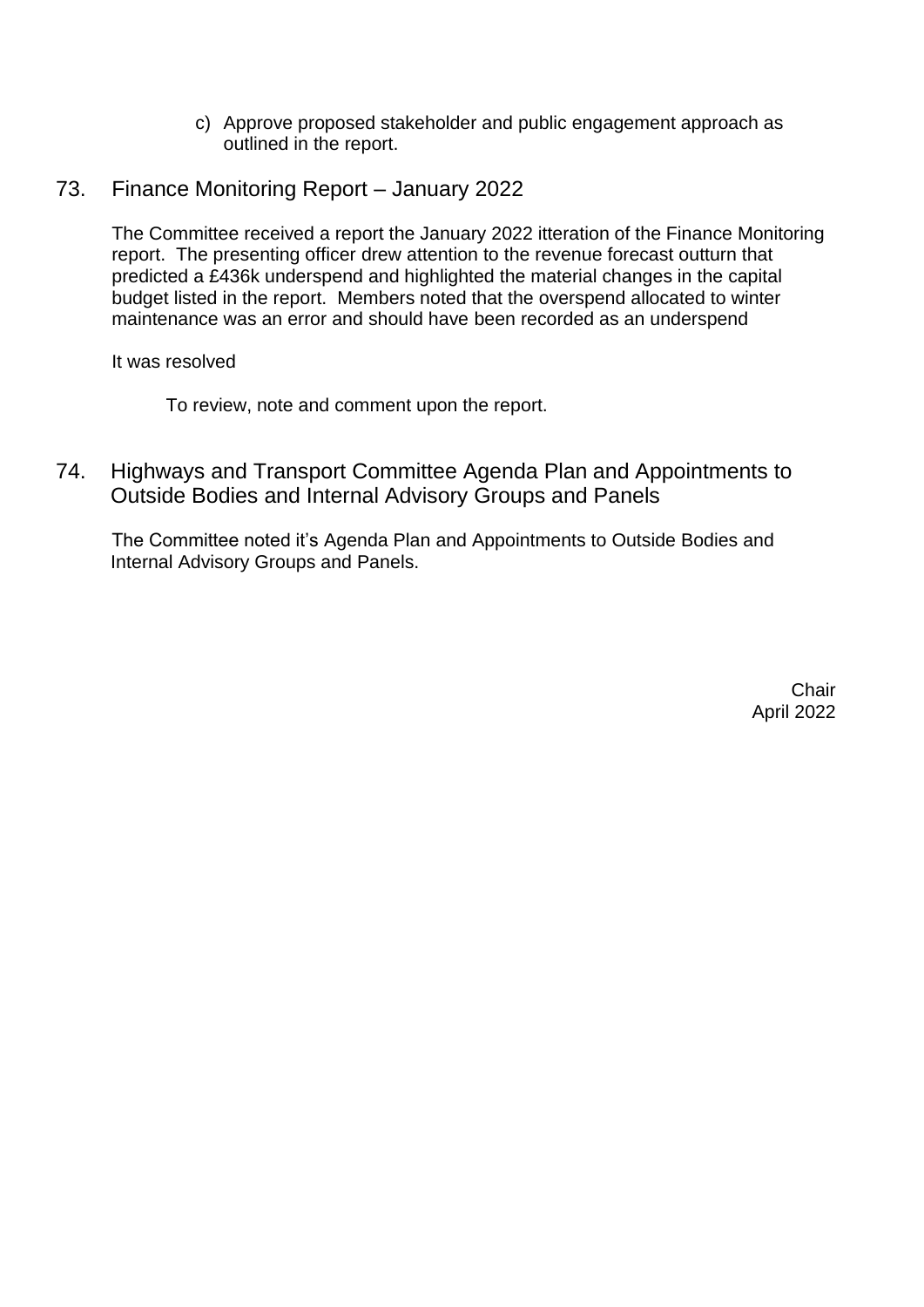c) Approve proposed stakeholder and public engagement approach as outlined in the report.

## 73. Finance Monitoring Report – January 2022

The Committee received a report the January 2022 itteration of the Finance Monitoring report. The presenting officer drew attention to the revenue forecast outturn that predicted a £436k underspend and highlighted the material changes in the capital budget listed in the report. Members noted that the overspend allocated to winter maintenance was an error and should have been recorded as an underspend

It was resolved

To review, note and comment upon the report.

## 74. Highways and Transport Committee Agenda Plan and Appointments to Outside Bodies and Internal Advisory Groups and Panels

The Committee noted it's Agenda Plan and Appointments to Outside Bodies and Internal Advisory Groups and Panels.

Chair
April 2022